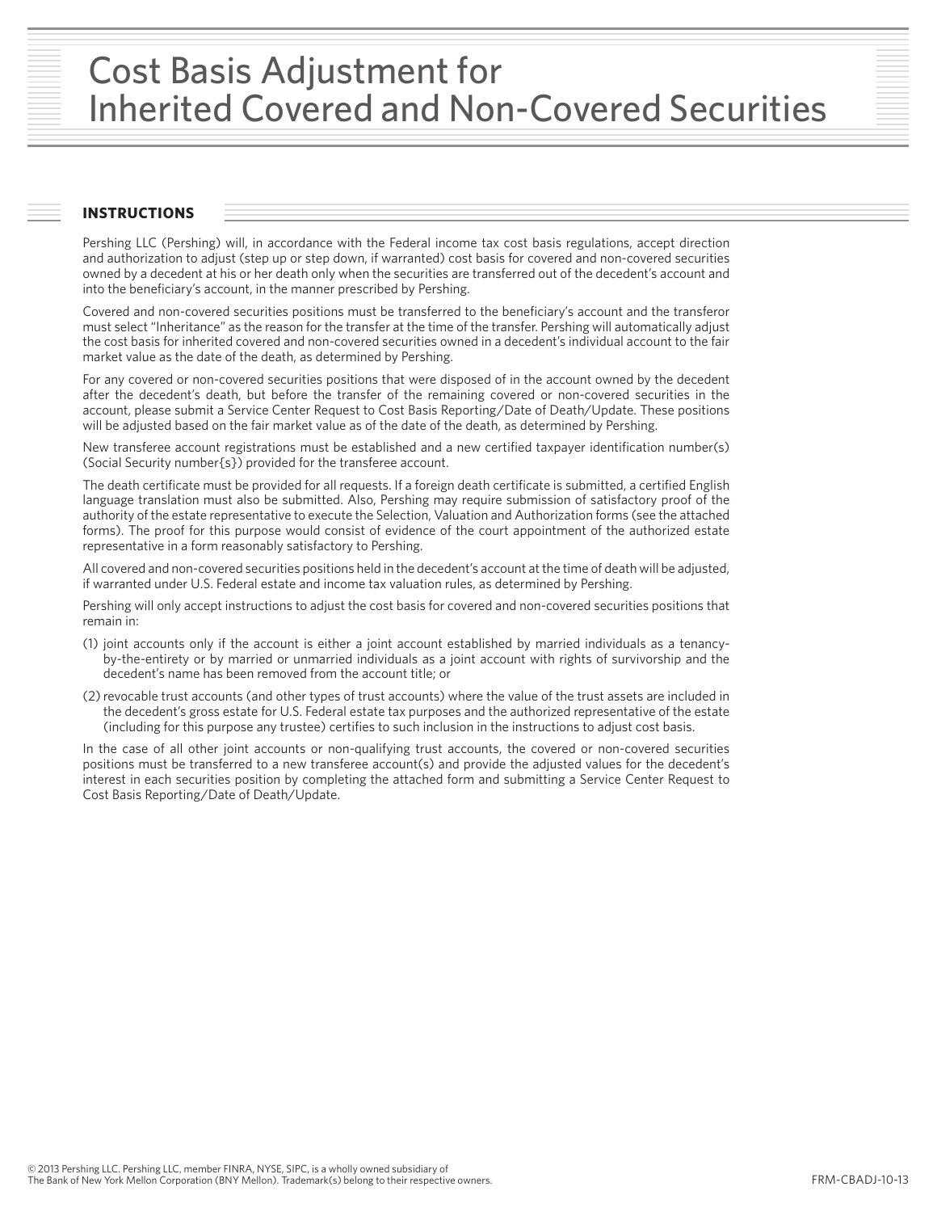# Cost Basis Adjustment for Inherited Covered and Non-Covered Securities

## INSTRUCTIONS

Pershing LLC (Pershing) will, in accordance with the Federal income tax cost basis regulations, accept direction and authorization to adjust (step up or step down, if warranted) cost basis for covered and non-covered securities owned by a decedent at his or her death only when the securities are transferred out of the decedent's account and into the beneficiary's account, in the manner prescribed by Pershing.

Covered and non-covered securities positions must be transferred to the beneficiary's account and the transferor must select "Inheritance" as the reason for the transfer at the time of the transfer. Pershing will automatically adjust the cost basis for inherited covered and non-covered securities owned in a decedent's individual account to the fair market value as the date of the death, as determined by Pershing.

For any covered or non-covered securities positions that were disposed of in the account owned by the decedent after the decedent's death, but before the transfer of the remaining covered or non-covered securities in the account, please submit a Service Center Request to Cost Basis Reporting/Date of Death/Update. These positions will be adjusted based on the fair market value as of the date of the death, as determined by Pershing.

New transferee account registrations must be established and a new certified taxpayer identification number(s) (Social Security number{s}) provided for the transferee account.

The death certificate must be provided for all requests. If a foreign death certificate is submitted, a certified English language translation must also be submitted. Also, Pershing may require submission of satisfactory proof of the authority of the estate representative to execute the Selection, Valuation and Authorization forms (see the attached forms). The proof for this purpose would consist of evidence of the court appointment of the authorized estate representative in a form reasonably satisfactory to Pershing.

All covered and non-covered securities positions held in the decedent's account at the time of death will be adjusted, if warranted under U.S. Federal estate and income tax valuation rules, as determined by Pershing.

Pershing will only accept instructions to adjust the cost basis for covered and non-covered securities positions that remain in:

(1) joint accounts only if the account is either a joint account established by married individuals as a tenancy-by-the-entirety or by married or unmarried individuals as a joint account with rights of survivorship and the decedent's name has been removed from the account title; or

(2) revocable trust accounts (and other types of trust accounts) where the value of the trust assets are included in the decedent's gross estate for U.S. Federal estate tax purposes and the authorized representative of the estate (including for this purpose any trustee) certifies to such inclusion in the instructions to adjust cost basis.

In the case of all other joint accounts or non-qualifying trust accounts, the covered or non-covered securities positions must be transferred to a new transferee account(s) and provide the adjusted values for the decedent's interest in each securities position by completing the attached form and submitting a Service Center Request to Cost Basis Reporting/Date of Death/Update.

© 2013 Pershing LLC. Pershing LLC, member FINRA, NYSE, SIPC, is a wholly owned subsidiary of The Bank of New York Mellon Corporation (BNY Mellon). Trademark(s) belong to their respective owners.

FRM-CBADJ-10-13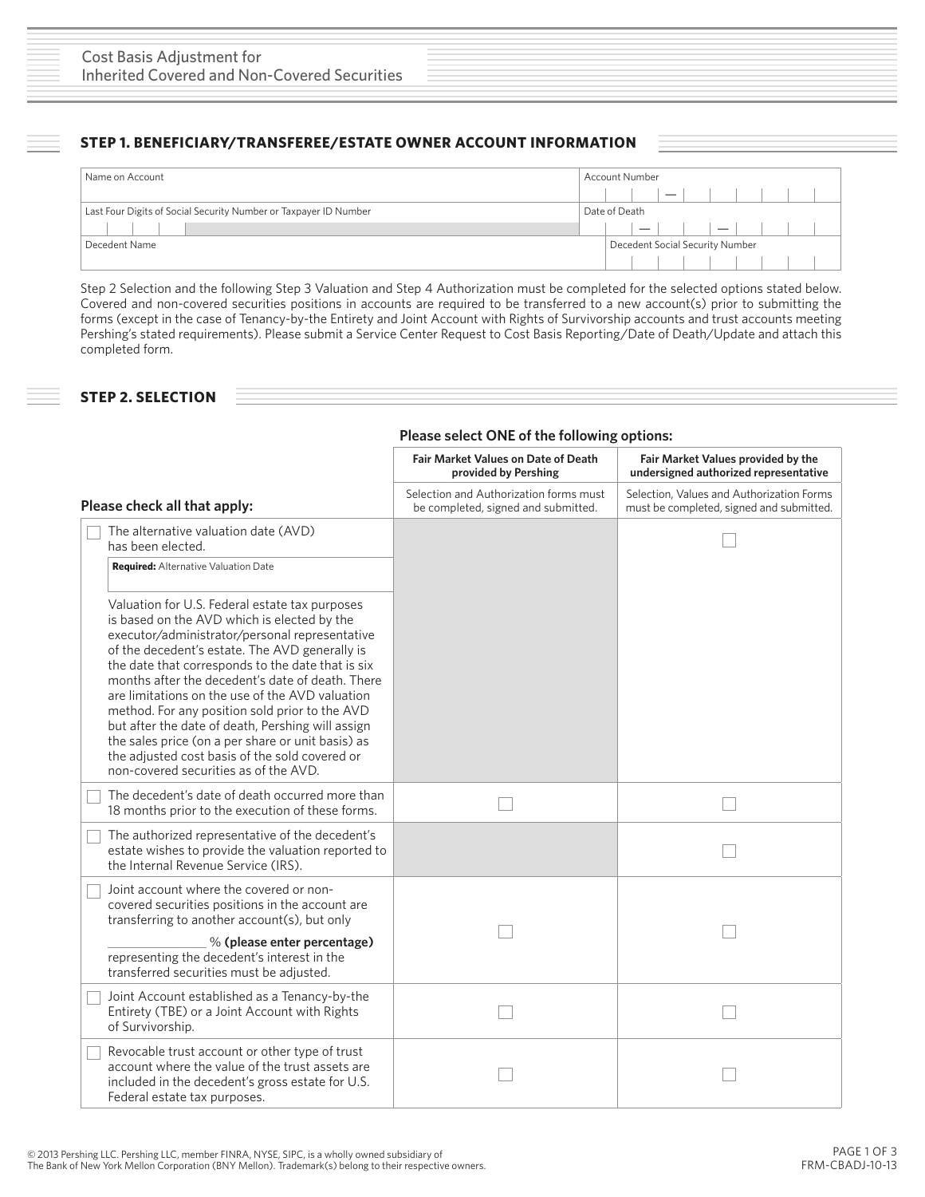# Cost Basis Adjustment for Inherited Covered and Non-Covered Securities

## STEP 1. BENEFICIARY/TRANSFEREE/ESTATE OWNER ACCOUNT INFORMATION

| Name on Account | Account Number |
|---|---|
| | — |
| **Last Four Digits of Social Security Number or Taxpayer ID Number** | **Date of Death** |
| | — — |
| **Decedent Name** | **Decedent Social Security Number** |
| | |

Step 2 Selection and the following Step 3 Valuation and Step 4 Authorization must be completed for the selected options stated below. Covered and non-covered securities positions in accounts are required to be transferred to a new account(s) prior to submitting the forms (except in the case of Tenancy-by-the Entirety and Joint Account with Rights of Survivorship accounts and trust accounts meeting Pershing's stated requirements). Please submit a Service Center Request to Cost Basis Reporting/Date of Death/Update and attach this completed form.

## STEP 2. SELECTION

**Please select ONE of the following options:**

| Please check all that apply: | Fair Market Values on Date of Death provided by Pershing<br>Selection and Authorization forms must be completed, signed and submitted. | Fair Market Values provided by the undersigned authorized representative<br>Selection, Values and Authorization Forms must be completed, signed and submitted. |
|---|---|---|
| ☐ The alternative valuation date (AVD) has been elected.<br>**Required:** Alternative Valuation Date ______<br>Valuation for U.S. Federal estate tax purposes is based on the AVD which is elected by the executor/administrator/personal representative of the decedent's estate. The AVD generally is the date that corresponds to the date that is six months after the decedent's date of death. There are limitations on the use of the AVD valuation method. For any position sold prior to the AVD but after the date of death, Pershing will assign the sales price (on a per share or unit basis) as the adjusted cost basis of the sold covered or non-covered securities as of the AVD. | | ☐ |
| ☐ The decedent's date of death occurred more than 18 months prior to the execution of these forms. | ☐ | ☐ |
| ☐ The authorized representative of the decedent's estate wishes to provide the valuation reported to the Internal Revenue Service (IRS). | | ☐ |
| ☐ Joint account where the covered or non-covered securities positions in the account are transferring to another account(s), but only ______ % **(please enter percentage)** representing the decedent's interest in the transferred securities must be adjusted. | ☐ | ☐ |
| ☐ Joint Account established as a Tenancy-by-the Entirety (TBE) or a Joint Account with Rights of Survivorship. | ☐ | ☐ |
| ☐ Revocable trust account or other type of trust account where the value of the trust assets are included in the decedent's gross estate for U.S. Federal estate tax purposes. | ☐ | ☐ |

© 2013 Pershing LLC. Pershing LLC, member FINRA, NYSE, SIPC, is a wholly owned subsidiary of The Bank of New York Mellon Corporation (BNY Mellon). Trademark(s) belong to their respective owners.

FRM-CBADJ-10-13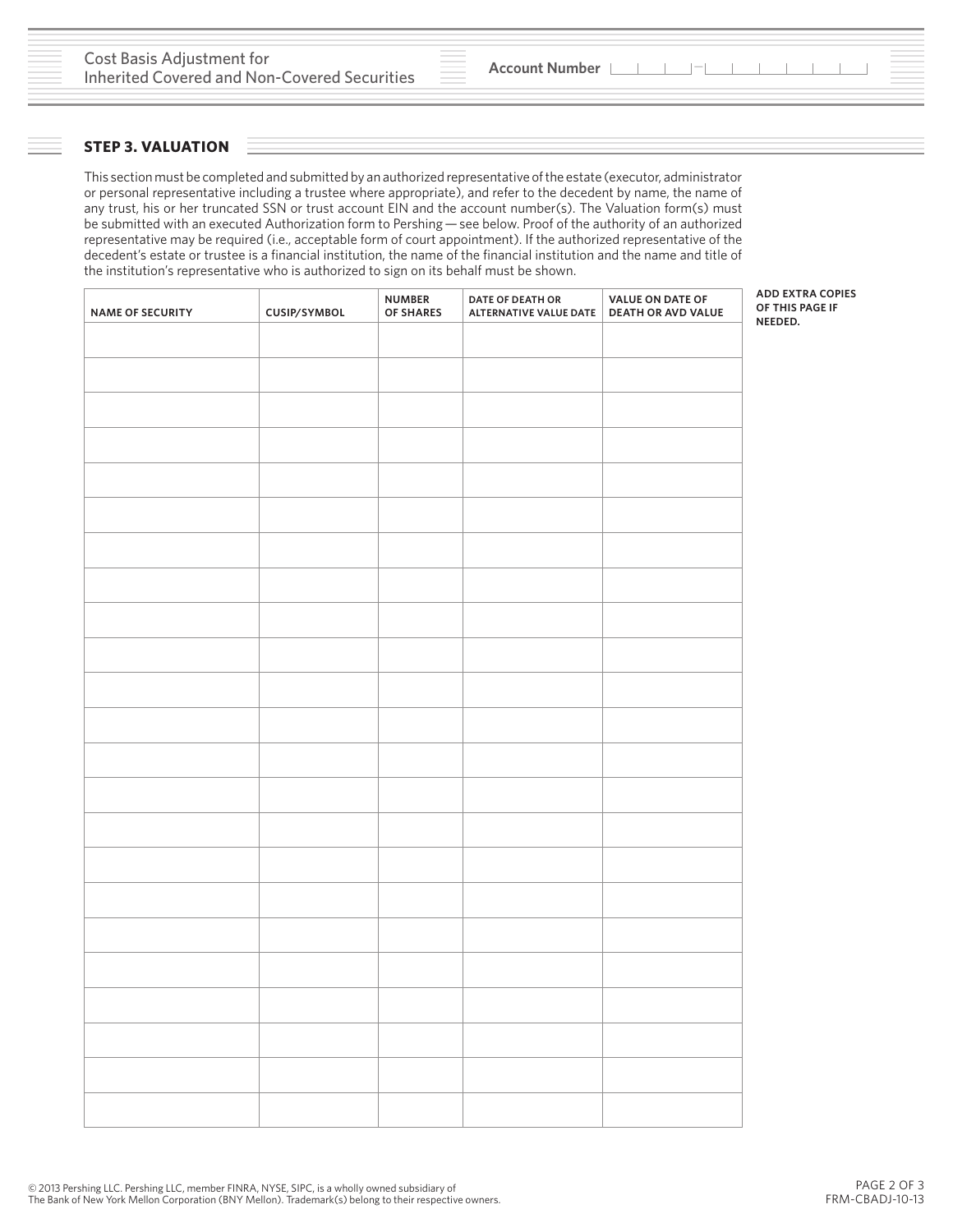Cost Basis Adjustment for Inherited Covered and Non-Covered Securities

**Account Number** ___ ___ ___ – ___ ___ ___ ___ ___ ___

## STEP 3. VALUATION

This section must be completed and submitted by an authorized representative of the estate (executor, administrator or personal representative including a trustee where appropriate), and refer to the decedent by name, the name of any trust, his or her truncated SSN or trust account EIN and the account number(s). The Valuation form(s) must be submitted with an executed Authorization form to Pershing — see below. Proof of the authority of an authorized representative may be required (i.e., acceptable form of court appointment). If the authorized representative of the decedent's estate or trustee is a financial institution, the name of the financial institution and the name and title of the institution's representative who is authorized to sign on its behalf must be shown.

**ADD EXTRA COPIES OF THIS PAGE IF NEEDED.**

| NAME OF SECURITY | CUSIP/SYMBOL | NUMBER OF SHARES | DATE OF DEATH OR ALTERNATIVE VALUE DATE | VALUE ON DATE OF DEATH OR AVD VALUE |
|---|---|---|---|---|
| | | | | |
| | | | | |
| | | | | |
| | | | | |
| | | | | |
| | | | | |
| | | | | |
| | | | | |
| | | | | |
| | | | | |
| | | | | |
| | | | | |
| | | | | |
| | | | | |
| | | | | |
| | | | | |
| | | | | |
| | | | | |
| | | | | |
| | | | | |
| | | | | |
| | | | | |
| | | | | |

© 2013 Pershing LLC. Pershing LLC, member FINRA, NYSE, SIPC, is a wholly owned subsidiary of The Bank of New York Mellon Corporation (BNY Mellon). Trademark(s) belong to their respective owners.

FRM-CBADJ-10-13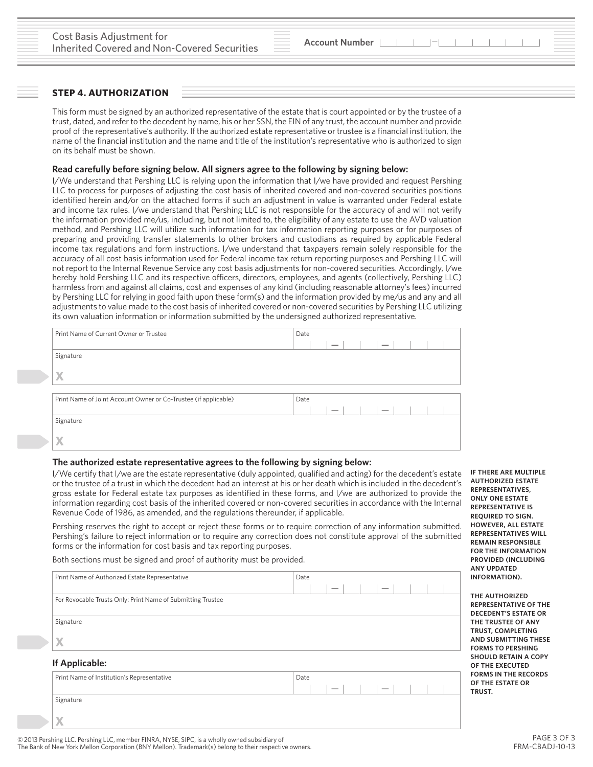Cost Basis Adjustment for Inherited Covered and Non-Covered Securities

**Account Number** ____________

## STEP 4. AUTHORIZATION

This form must be signed by an authorized representative of the estate that is court appointed or by the trustee of a trust, dated, and refer to the decedent by name, his or her SSN, the EIN of any trust, the account number and provide proof of the representative's authority. If the authorized estate representative or trustee is a financial institution, the name of the financial institution and the name and title of the institution's representative who is authorized to sign on its behalf must be shown.

**Read carefully before signing below. All signers agree to the following by signing below:**

I/We understand that Pershing LLC is relying upon the information that I/we have provided and request Pershing LLC to process for purposes of adjusting the cost basis of inherited covered and non-covered securities positions identified herein and/or on the attached forms if such an adjustment in value is warranted under Federal estate and income tax rules. I/we understand that Pershing LLC is not responsible for the accuracy of and will not verify the information provided me/us, including, but not limited to, the eligibility of any estate to use the AVD valuation method, and Pershing LLC will utilize such information for tax information reporting purposes or for purposes of preparing and providing transfer statements to other brokers and custodians as required by applicable Federal income tax regulations and form instructions. I/we understand that taxpayers remain solely responsible for the accuracy of all cost basis information used for Federal income tax return reporting purposes and Pershing LLC will not report to the Internal Revenue Service any cost basis adjustments for non-covered securities. Accordingly, I/we hereby hold Pershing LLC and its respective officers, directors, employees, and agents (collectively, Pershing LLC) harmless from and against all claims, cost and expenses of any kind (including reasonable attorney's fees) incurred by Pershing LLC for relying in good faith upon these form(s) and the information provided by me/us and any and all adjustments to value made to the cost basis of inherited covered or non-covered securities by Pershing LLC utilizing its own valuation information or information submitted by the undersigned authorized representative.

Print Name of Current Owner or Trustee ____________ Date ____ — ____ — ________

Signature

X ____________

Print Name of Joint Account Owner or Co-Trustee (if applicable) ____________ Date ____ — ____ — ________

Signature

X ____________

**The authorized estate representative agrees to the following by signing below:**

I/We certify that I/we are the estate representative (duly appointed, qualified and acting) for the decedent's estate or the trustee of a trust in which the decedent had an interest at his or her death which is included in the decedent's gross estate for Federal estate tax purposes as identified in these forms, and I/we are authorized to provide the information regarding cost basis of the inherited covered or non-covered securities in accordance with the Internal Revenue Code of 1986, as amended, and the regulations thereunder, if applicable.

Pershing reserves the right to accept or reject these forms or to require correction of any information submitted. Pershing's failure to reject information or to require any correction does not constitute approval of the submitted forms or the information for cost basis and tax reporting purposes.

Both sections must be signed and proof of authority must be provided.

**IF THERE ARE MULTIPLE AUTHORIZED ESTATE REPRESENTATIVES, ONLY ONE ESTATE REPRESENTATIVE IS REQUIRED TO SIGN. HOWEVER, ALL ESTATE REPRESENTATIVES WILL REMAIN RESPONSIBLE FOR THE INFORMATION PROVIDED (INCLUDING ANY UPDATED INFORMATION).**

**THE AUTHORIZED REPRESENTATIVE OF THE DECEDENT'S ESTATE OR THE TRUSTEE OF ANY TRUST, COMPLETING AND SUBMITTING THESE FORMS TO PERSHING SHOULD RETAIN A COPY OF THE EXECUTED FORMS IN THE RECORDS OF THE ESTATE OR TRUST.**

Print Name of Authorized Estate Representative ____________ Date ____ — ____ — ________

For Revocable Trusts Only: Print Name of Submitting Trustee ____________

Signature

X ____________

### If Applicable:

Print Name of Institution's Representative ____________ Date ____ — ____ — ________

Signature

X ____________

© 2013 Pershing LLC. Pershing LLC, member FINRA, NYSE, SIPC, is a wholly owned subsidiary of The Bank of New York Mellon Corporation (BNY Mellon). Trademark(s) belong to their respective owners.

FRM-CBADJ-10-13